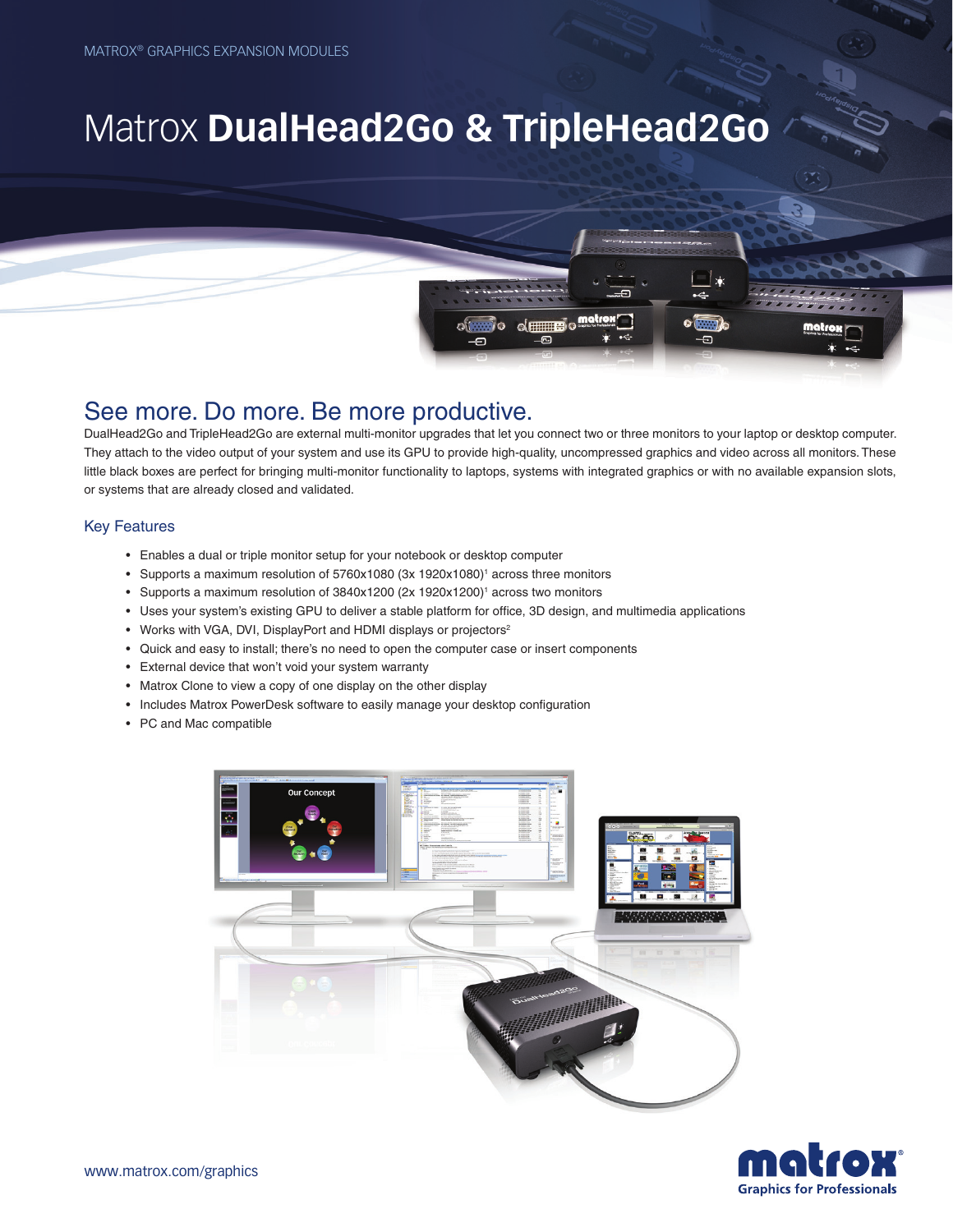MATROX® GRAPHICS EXPANSION MODULES

# Matrox **DualHead2Go & TripleHead2Go**

## See more. Do more. Be more productive.

DualHead2Go and TripleHead2Go are external multi-monitor upgrades that let you connect two or three monitors to your laptop or desktop computer. They attach to the video output of your system and use its GPU to provide high-quality, uncompressed graphics and video across all monitors. These little black boxes are perfect for bringing multi-monitor functionality to laptops, systems with integrated graphics or with no available expansion slots, or systems that are already closed and validated.

### Key Features

- Enables a dual or triple monitor setup for your notebook or desktop computer
- Supports a maximum resolution of 5760x1080 (3x 1920x1080)[1] across three monitors
- Supports a maximum resolution of 3840x1200 (2x 1920x1200)[1] across two monitors
- Uses your system's existing GPU to deliver a stable platform for office, 3D design, and multimedia applications
- Works with VGA, DVI, DisplayPort and HDMI displays or projectors[2]
- Quick and easy to install; there's no need to open the computer case or insert components
- External device that won't void your system warranty
- Matrox Clone to view a copy of one display on the other display
- Includes Matrox PowerDesk software to easily manage your desktop configuration
- PC and Mac compatible

www.matrox.com/graphics

matrox® Graphics for Professionals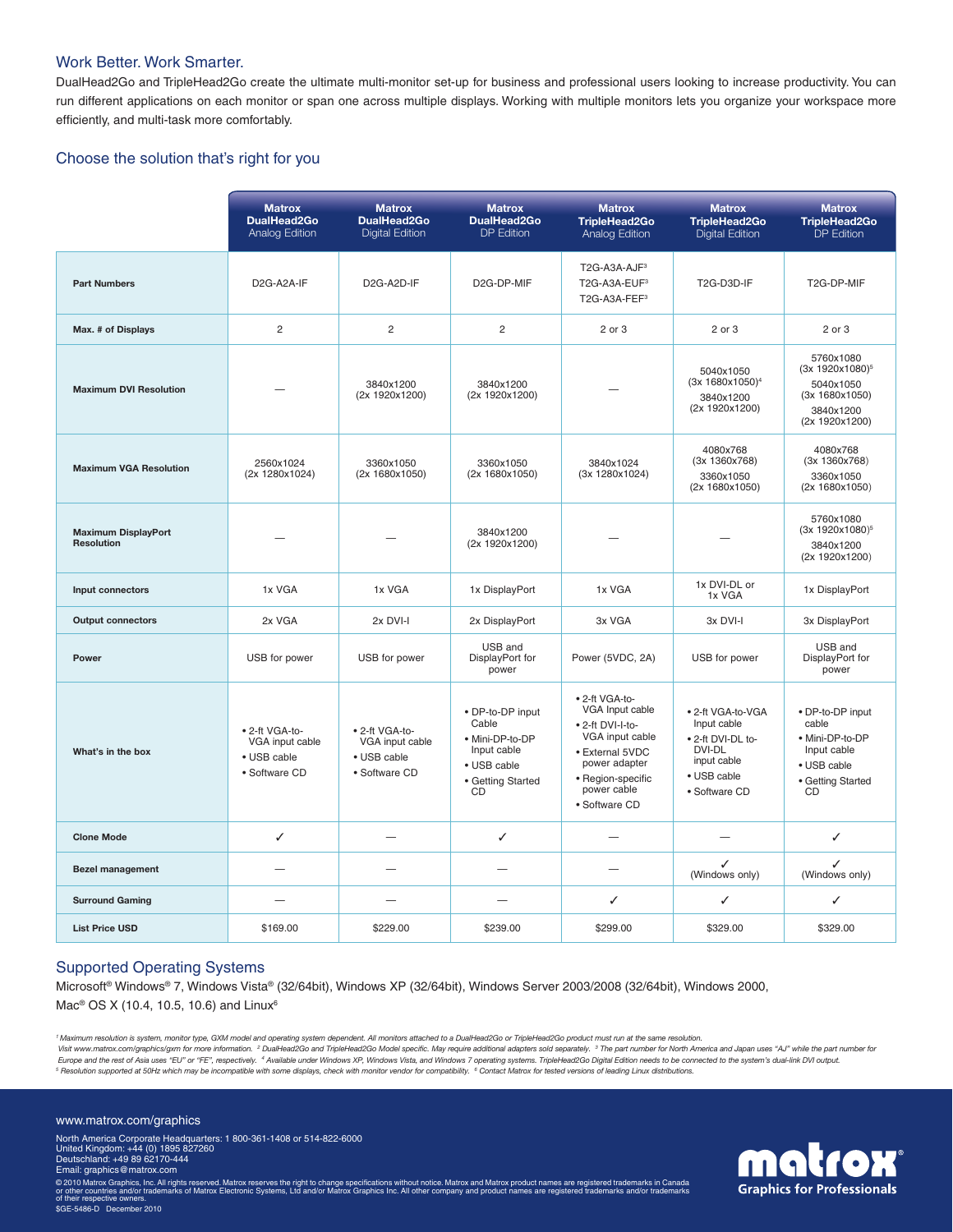## Work Better. Work Smarter.

DualHead2Go and TripleHead2Go create the ultimate multi-monitor set-up for business and professional users looking to increase productivity. You can run different applications on each monitor or span one across multiple displays. Working with multiple monitors lets you organize your workspace more efficiently, and multi-task more comfortably.

## Choose the solution that's right for you

| | **Matrox DualHead2Go** Analog Edition | **Matrox DualHead2Go** Digital Edition | **Matrox DualHead2Go** DP Edition | **Matrox TripleHead2Go** Analog Edition | **Matrox TripleHead2Go** Digital Edition | **Matrox TripleHead2Go** DP Edition |
|---|---|---|---|---|---|---|
| **Part Numbers** | D2G-A2A-IF | D2G-A2D-IF | D2G-DP-MIF | T2G-A3A-AJF[3] T2G-A3A-EUF[3] T2G-A3A-FEF[3] | T2G-D3D-IF | T2G-DP-MIF |
| **Max. # of Displays** | 2 | 2 | 2 | 2 or 3 | 2 or 3 | 2 or 3 |
| **Maximum DVI Resolution** | — | 3840x1200 (2x 1920x1200) | 3840x1200 (2x 1920x1200) | — | 5040x1050 (3x 1680x1050)[4] 3840x1200 (2x 1920x1200) | 5760x1080 (3x 1920x1080)[5] 5040x1050 (3x 1680x1050) 3840x1200 (2x 1920x1200) |
| **Maximum VGA Resolution** | 2560x1024 (2x 1280x1024) | 3360x1050 (2x 1680x1050) | 3360x1050 (2x 1680x1050) | 3840x1024 (3x 1280x1024) | 4080x768 (3x 1360x768) 3360x1050 (2x 1680x1050) | 4080x768 (3x 1360x768) 3360x1050 (2x 1680x1050) |
| **Maximum DisplayPort Resolution** | — | — | 3840x1200 (2x 1920x1200) | — | — | 5760x1080 (3x 1920x1080)[5] 3840x1200 (2x 1920x1200) |
| **Input connectors** | 1x VGA | 1x VGA | 1x DisplayPort | 1x VGA | 1x DVI-DL or 1x VGA | 1x DisplayPort |
| **Output connectors** | 2x VGA | 2x DVI-I | 2x DisplayPort | 3x VGA | 3x DVI-I | 3x DisplayPort |
| **Power** | USB for power | USB for power | USB and DisplayPort for power | Power (5VDC, 2A) | USB for power | USB and DisplayPort for power |
| **What's in the box** | • 2-ft VGA-to-VGA input cable • USB cable • Software CD | • 2-ft VGA-to-VGA input cable • USB cable • Software CD | • DP-to-DP input Cable • Mini-DP-to-DP Input cable • USB cable • Getting Started CD | • 2-ft VGA-to-VGA Input cable • 2-ft DVI-I-to-VGA input cable • External 5VDC power adapter • Region-specific power cable • Software CD | • 2-ft VGA-to-VGA Input cable • 2-ft DVI-DL to-DVI-DL input cable • USB cable • Software CD | • DP-to-DP input cable • Mini-DP-to-DP Input cable • USB cable • Getting Started CD |
| **Clone Mode** | ✓ | — | ✓ | — | — | ✓ |
| **Bezel management** | — | — | — | — | ✓ (Windows only) | ✓ (Windows only) |
| **Surround Gaming** | — | — | — | ✓ | ✓ | ✓ |
| **List Price USD** | $169.00 | $229.00 | $239.00 | $299.00 | $329.00 | $329.00 |

## Supported Operating Systems

Microsoft® Windows® 7, Windows Vista® (32/64bit), Windows XP (32/64bit), Windows Server 2003/2008 (32/64bit), Windows 2000, Mac® OS X (10.4, 10.5, 10.6) and Linux[6]

*[1] Maximum resolution is system, monitor type, GXM model and operating system dependent. All monitors attached to a DualHead2Go or TripleHead2Go product must run at the same resolution. Visit www.matrox.com/graphics/gxm for more information. [2] DualHead2Go and TripleHead2Go Model specific. May require additional adapters sold separately. [3] The part number for North America and Japan uses "AJ" while the part number for Europe and the rest of Asia uses "EU" or "FE", respectively. [4] Available under Windows XP, Windows Vista, and Windows 7 operating systems. TripleHead2Go Digital Edition needs to be connected to the system's dual-link DVI output. [5] Resolution supported at 50Hz which may be incompatible with some displays, check with monitor vendor for compatibility. [6] Contact Matrox for tested versions of leading Linux distributions.*

www.matrox.com/graphics

North America Corporate Headquarters: 1 800-361-1408 or 514-822-6000
United Kingdom: +44 (0) 1895 827260
Deutschland: +49 89 62170-444
Email: graphics@matrox.com

© 2010 Matrox Graphics, Inc. All rights reserved. Matrox reserves the right to change specifications without notice. Matrox and Matrox product names are registered trademarks in Canada or other countries and/or trademarks of Matrox Electronic Systems, Ltd and/or Matrox Graphics Inc. All other company and product names are registered trademarks and/or trademarks of their respective owners.
$GE-5486-D December 2010

matrox® Graphics for Professionals